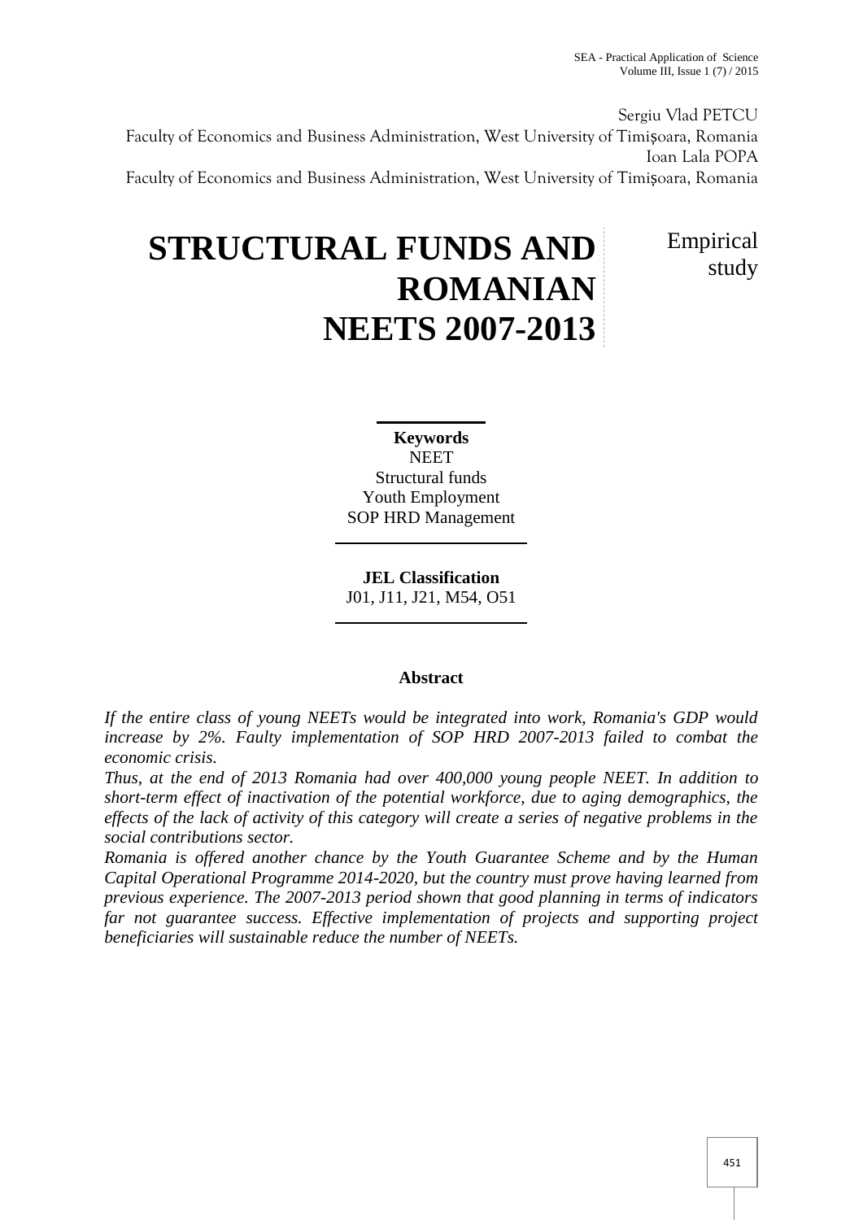Sergiu Vlad PETCU
Faculty of Economics and Business Administration, West University of Timişoara, Romania
Ioan Lala POPA
Faculty of Economics and Business Administration, West University of Timişoara, Romania

# STRUCTURAL FUNDS AND ROMANIAN NEETS 2007-2013

Empirical study

**Keywords**
NEET
Structural funds
Youth Employment
SOP HRD Management

**JEL Classification**
J01, J11, J21, M54, O51

## Abstract

*If the entire class of young NEETs would be integrated into work, Romania's GDP would increase by 2%. Faulty implementation of SOP HRD 2007-2013 failed to combat the economic crisis.*

*Thus, at the end of 2013 Romania had over 400,000 young people NEET. In addition to short-term effect of inactivation of the potential workforce, due to aging demographics, the effects of the lack of activity of this category will create a series of negative problems in the social contributions sector.*

*Romania is offered another chance by the Youth Guarantee Scheme and by the Human Capital Operational Programme 2014-2020, but the country must prove having learned from previous experience. The 2007-2013 period shown that good planning in terms of indicators far not guarantee success. Effective implementation of projects and supporting project beneficiaries will sustainable reduce the number of NEETs.*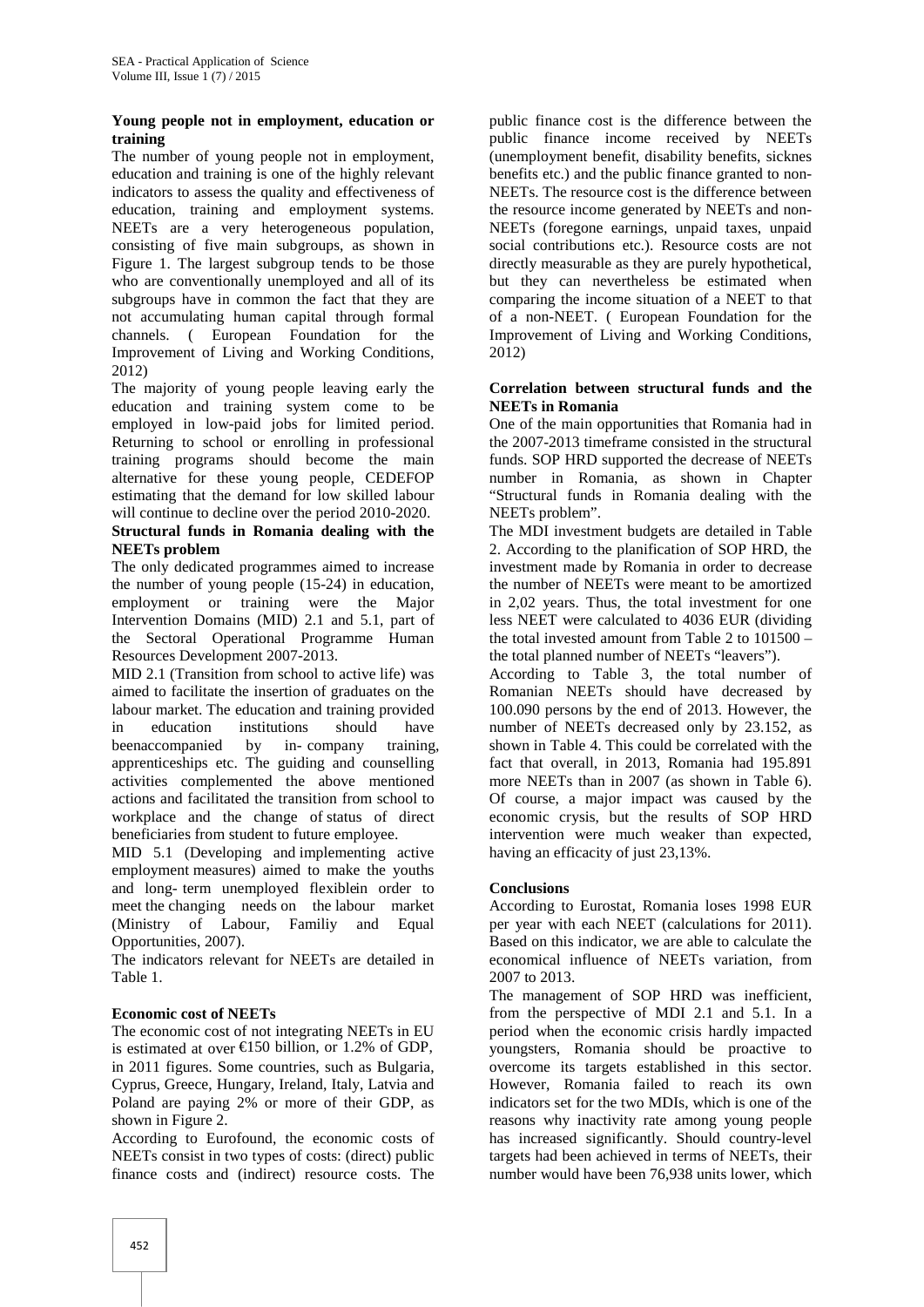**Young people not in employment, education or training**

The number of young people not in employment, education and training is one of the highly relevant indicators to assess the quality and effectiveness of education, training and employment systems. NEETs are a very heterogeneous population, consisting of five main subgroups, as shown in Figure 1. The largest subgroup tends to be those who are conventionally unemployed and all of its subgroups have in common the fact that they are not accumulating human capital through formal channels. ( European Foundation for the Improvement of Living and Working Conditions, 2012)

The majority of young people leaving early the education and training system come to be employed in low-paid jobs for limited period. Returning to school or enrolling in professional training programs should become the main alternative for these young people, CEDEFOP estimating that the demand for low skilled labour will continue to decline over the period 2010-2020.

**Structural funds in Romania dealing with the NEETs problem**

The only dedicated programmes aimed to increase the number of young people (15-24) in education, employment or training were the Major Intervention Domains (MID) 2.1 and 5.1, part of the Sectoral Operational Programme Human Resources Development 2007-2013.

MID 2.1 (Transition from school to active life) was aimed to facilitate the insertion of graduates on the labour market. The education and training provided in education institutions should have beenaccompanied by in- company training, apprenticeships etc. The guiding and counselling activities complemented the above mentioned actions and facilitated the transition from school to workplace and the change of status of direct beneficiaries from student to future employee.

MID 5.1 (Developing and implementing active employment measures) aimed to make the youths and long- term unemployed flexiblein order to meet the changing needs on the labour market (Ministry of Labour, Familiy and Equal Opportunities, 2007).

The indicators relevant for NEETs are detailed in Table 1.

**Economic cost of NEETs**

The economic cost of not integrating NEETs in EU is estimated at over €150 billion, or 1.2% of GDP, in 2011 figures. Some countries, such as Bulgaria, Cyprus, Greece, Hungary, Ireland, Italy, Latvia and Poland are paying 2% or more of their GDP, as shown in Figure 2.

According to Eurofound, the economic costs of NEETs consist in two types of costs: (direct) public finance costs and (indirect) resource costs. The public finance cost is the difference between the public finance income received by NEETs (unemployment benefit, disability benefits, sicknes benefits etc.) and the public finance granted to non-NEETs. The resource cost is the difference between the resource income generated by NEETs and non-NEETs (foregone earnings, unpaid taxes, unpaid social contributions etc.). Resource costs are not directly measurable as they are purely hypothetical, but they can nevertheless be estimated when comparing the income situation of a NEET to that of a non-NEET. ( European Foundation for the Improvement of Living and Working Conditions, 2012)

**Correlation between structural funds and the NEETs in Romania**

One of the main opportunities that Romania had in the 2007-2013 timeframe consisted in the structural funds. SOP HRD supported the decrease of NEETs number in Romania, as shown in Chapter "Structural funds in Romania dealing with the NEETs problem".

The MDI investment budgets are detailed in Table 2. According to the planification of SOP HRD, the investment made by Romania in order to decrease the number of NEETs were meant to be amortized in 2,02 years. Thus, the total investment for one less NEET were calculated to 4036 EUR (dividing the total invested amount from Table 2 to 101500 – the total planned number of NEETs "leavers").

According to Table 3, the total number of Romanian NEETs should have decreased by 100.090 persons by the end of 2013. However, the number of NEETs decreased only by 23.152, as shown in Table 4. This could be correlated with the fact that overall, in 2013, Romania had 195.891 more NEETs than in 2007 (as shown in Table 6). Of course, a major impact was caused by the economic crysis, but the results of SOP HRD intervention were much weaker than expected, having an efficacity of just 23,13%.

**Conclusions**

According to Eurostat, Romania loses 1998 EUR per year with each NEET (calculations for 2011). Based on this indicator, we are able to calculate the economical influence of NEETs variation, from 2007 to 2013.

The management of SOP HRD was inefficient, from the perspective of MDI 2.1 and 5.1. In a period when the economic crisis hardly impacted youngsters, Romania should be proactive to overcome its targets established in this sector. However, Romania failed to reach its own indicators set for the two MDIs, which is one of the reasons why inactivity rate among young people has increased significantly. Should country-level targets had been achieved in terms of NEETs, their number would have been 76,938 units lower, which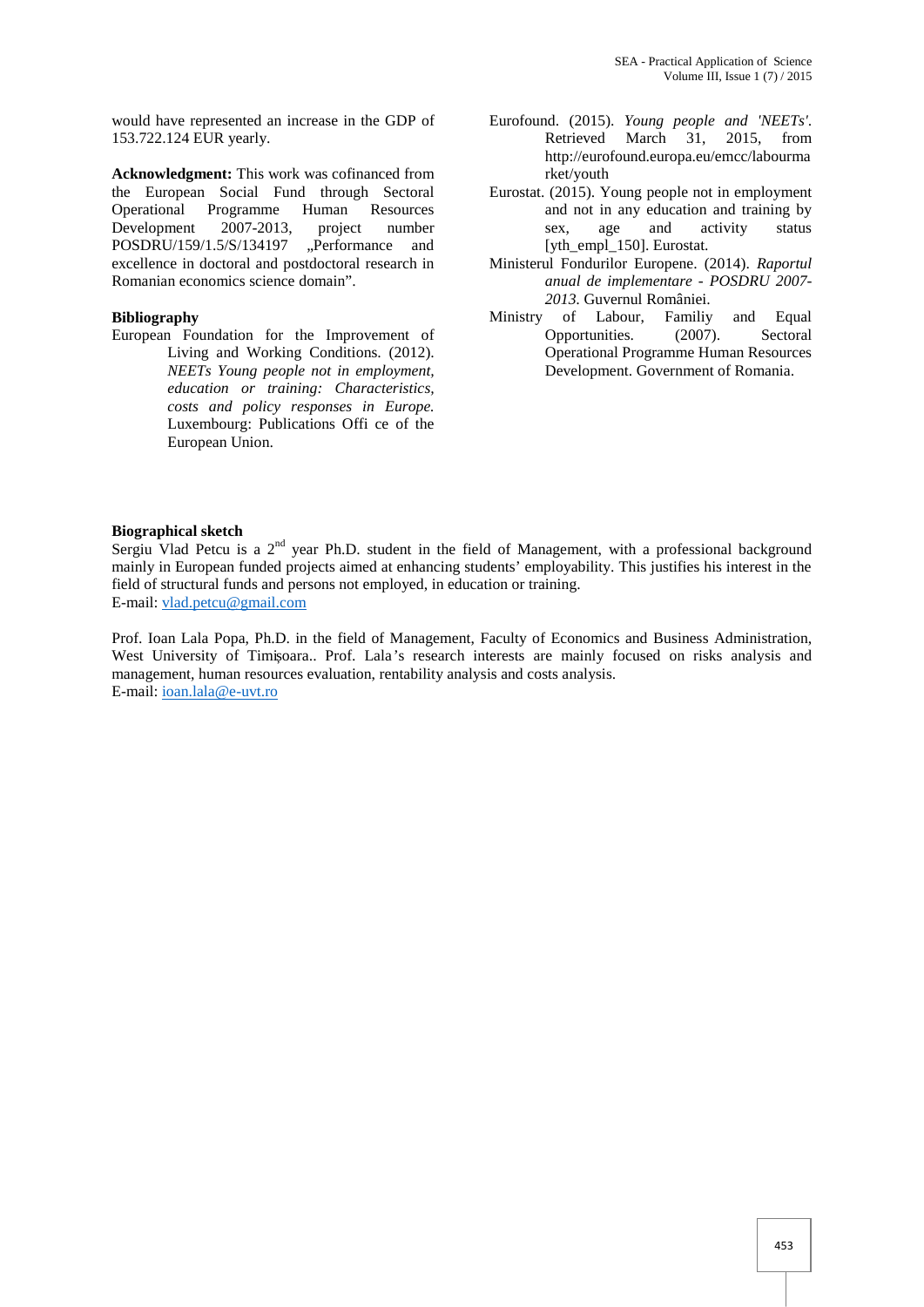would have represented an increase in the GDP of 153.722.124 EUR yearly.

**Acknowledgment:** This work was cofinanced from the European Social Fund through Sectoral Operational Programme Human Resources Development 2007-2013, project number POSDRU/159/1.5/S/134197 „Performance and excellence in doctoral and postdoctoral research in Romanian economics science domain".

**Bibliography**

European Foundation for the Improvement of Living and Working Conditions. (2012). *NEETs Young people not in employment, education or training: Characteristics, costs and policy responses in Europe.* Luxembourg: Publications Offi ce of the European Union.

Eurofound. (2015). *Young people and 'NEETs'.* Retrieved March 31, 2015, from http://eurofound.europa.eu/emcc/labourmarket/youth

Eurostat. (2015). Young people not in employment and not in any education and training by sex, age and activity status [yth_empl_150]. Eurostat.

Ministerul Fondurilor Europene. (2014). *Raportul anual de implementare - POSDRU 2007-2013.* Guvernul României.

Ministry of Labour, Familiy and Equal Opportunities. (2007). Sectoral Operational Programme Human Resources Development. Government of Romania.

**Biographical sketch**

Sergiu Vlad Petcu is a 2nd year Ph.D. student in the field of Management, with a professional background mainly in European funded projects aimed at enhancing students' employability. This justifies his interest in the field of structural funds and persons not employed, in education or training.
E-mail: vlad.petcu@gmail.com

Prof. Ioan Lala Popa, Ph.D. in the field of Management, Faculty of Economics and Business Administration, West University of Timișoara.. Prof. Lala's research interests are mainly focused on risks analysis and management, human resources evaluation, rentability analysis and costs analysis.
E-mail: ioan.lala@e-uvt.ro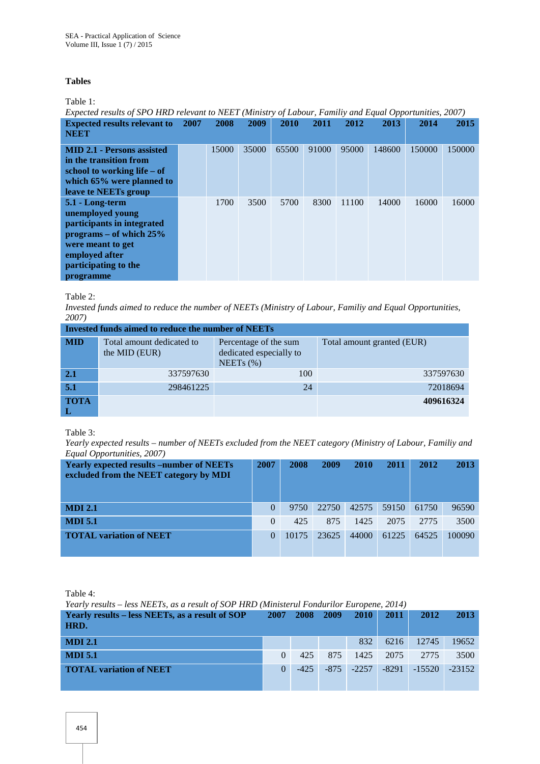**Tables**

Table 1:

*Expected results of SPO HRD relevant to NEET (Ministry of Labour, Familiy and Equal Opportunities, 2007)*

| Expected results relevant to NEET | 2007 | 2008 | 2009 | 2010 | 2011 | 2012 | 2013 | 2014 | 2015 |
|---|---|---|---|---|---|---|---|---|---|
| MID 2.1 - Persons assisted in the transition from school to working life – of which 65% were planned to leave te NEETs group | | 15000 | 35000 | 65500 | 91000 | 95000 | 148600 | 150000 | 150000 |
| 5.1 - Long-term unemployed young participants in integrated programs – of which 25% were meant to get employed after participating to the programme | | 1700 | 3500 | 5700 | 8300 | 11100 | 14000 | 16000 | 16000 |

Table 2:

*Invested funds aimed to reduce the number of NEETs (Ministry of Labour, Familiy and Equal Opportunities, 2007)*

| Invested funds aimed to reduce the number of NEETs | | | |
|---|---|---|---|
| MID | Total amount dedicated to the MID (EUR) | Percentage of the sum dedicated especially to NEETs (%) | Total amount granted (EUR) |
| 2.1 | 337597630 | 100 | 337597630 |
| 5.1 | 298461225 | 24 | 72018694 |
| TOTAL | | | **409616324** |

Table 3:

*Yearly expected results – number of NEETs excluded from the NEET category (Ministry of Labour, Familiy and Equal Opportunities, 2007)*

| Yearly expected results –number of NEETs excluded from the NEET category by MDI | 2007 | 2008 | 2009 | 2010 | 2011 | 2012 | 2013 |
|---|---|---|---|---|---|---|---|
| MDI 2.1 | 0 | 9750 | 22750 | 42575 | 59150 | 61750 | 96590 |
| MDI 5.1 | 0 | 425 | 875 | 1425 | 2075 | 2775 | 3500 |
| TOTAL variation of NEET | 0 | 10175 | 23625 | 44000 | 61225 | 64525 | 100090 |

Table 4:

*Yearly results – less NEETs, as a result of SOP HRD (Ministerul Fondurilor Europene, 2014)*

| Yearly results – less NEETs, as a result of SOP HRD. | 2007 | 2008 | 2009 | 2010 | 2011 | 2012 | 2013 |
|---|---|---|---|---|---|---|---|
| MDI 2.1 | | | | 832 | 6216 | 12745 | 19652 |
| MDI 5.1 | 0 | 425 | 875 | 1425 | 2075 | 2775 | 3500 |
| TOTAL variation of NEET | 0 | -425 | -875 | -2257 | -8291 | -15520 | -23152 |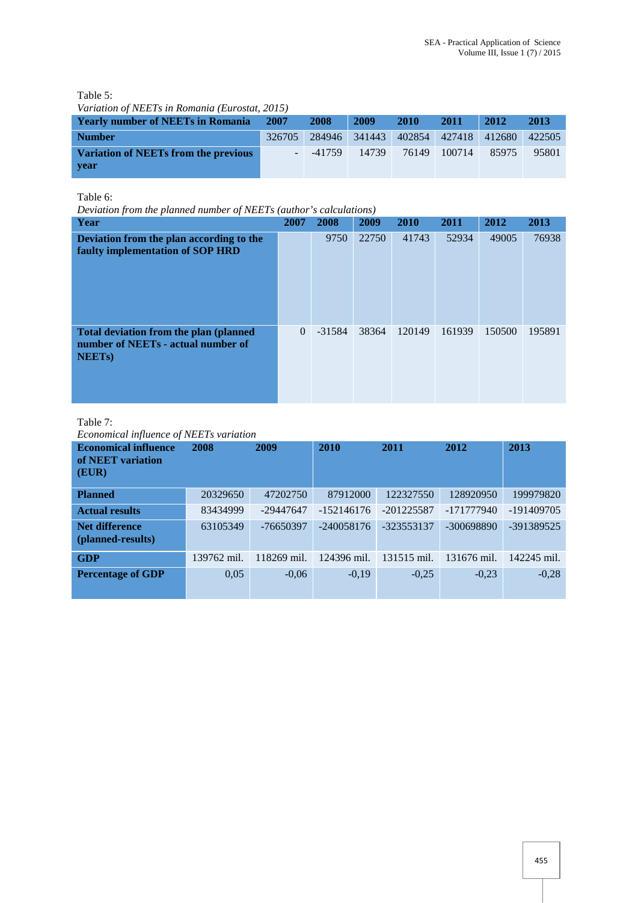Table 5:

*Variation of NEETs in Romania (Eurostat, 2015)*

| Yearly number of NEETs in Romania | 2007 | 2008 | 2009 | 2010 | 2011 | 2012 | 2013 |
|---|---|---|---|---|---|---|---|
| **Number** | 326705 | 284946 | 341443 | 402854 | 427418 | 412680 | 422505 |
| **Variation of NEETs from the previous year** | - | -41759 | 14739 | 76149 | 100714 | 85975 | 95801 |

Table 6:

*Deviation from the planned number of NEETs (author's calculations)*

| Year | 2007 | 2008 | 2009 | 2010 | 2011 | 2012 | 2013 |
|---|---|---|---|---|---|---|---|
| **Deviation from the plan according to the faulty implementation of SOP HRD** | | 9750 | 22750 | 41743 | 52934 | 49005 | 76938 |
| **Total deviation from the plan (planned number of NEETs - actual number of NEETs)** | 0 | -31584 | 38364 | 120149 | 161939 | 150500 | 195891 |

Table 7:

*Economical influence of NEETs variation*

| Economical influence of NEET variation (EUR) | 2008 | 2009 | 2010 | 2011 | 2012 | 2013 |
|---|---|---|---|---|---|---|
| **Planned** | 20329650 | 47202750 | 87912000 | 122327550 | 128920950 | 199979820 |
| **Actual results** | 83434999 | -29447647 | -152146176 | -201225587 | -171777940 | -191409705 |
| **Net difference (planned-results)** | 63105349 | -76650397 | -240058176 | -323553137 | -300698890 | -391389525 |
| **GDP** | 139762 mil. | 118269 mil. | 124396 mil. | 131515 mil. | 131676 mil. | 142245 mil. |
| **Percentage of GDP** | 0,05 | -0,06 | -0,19 | -0,25 | -0,23 | -0,28 |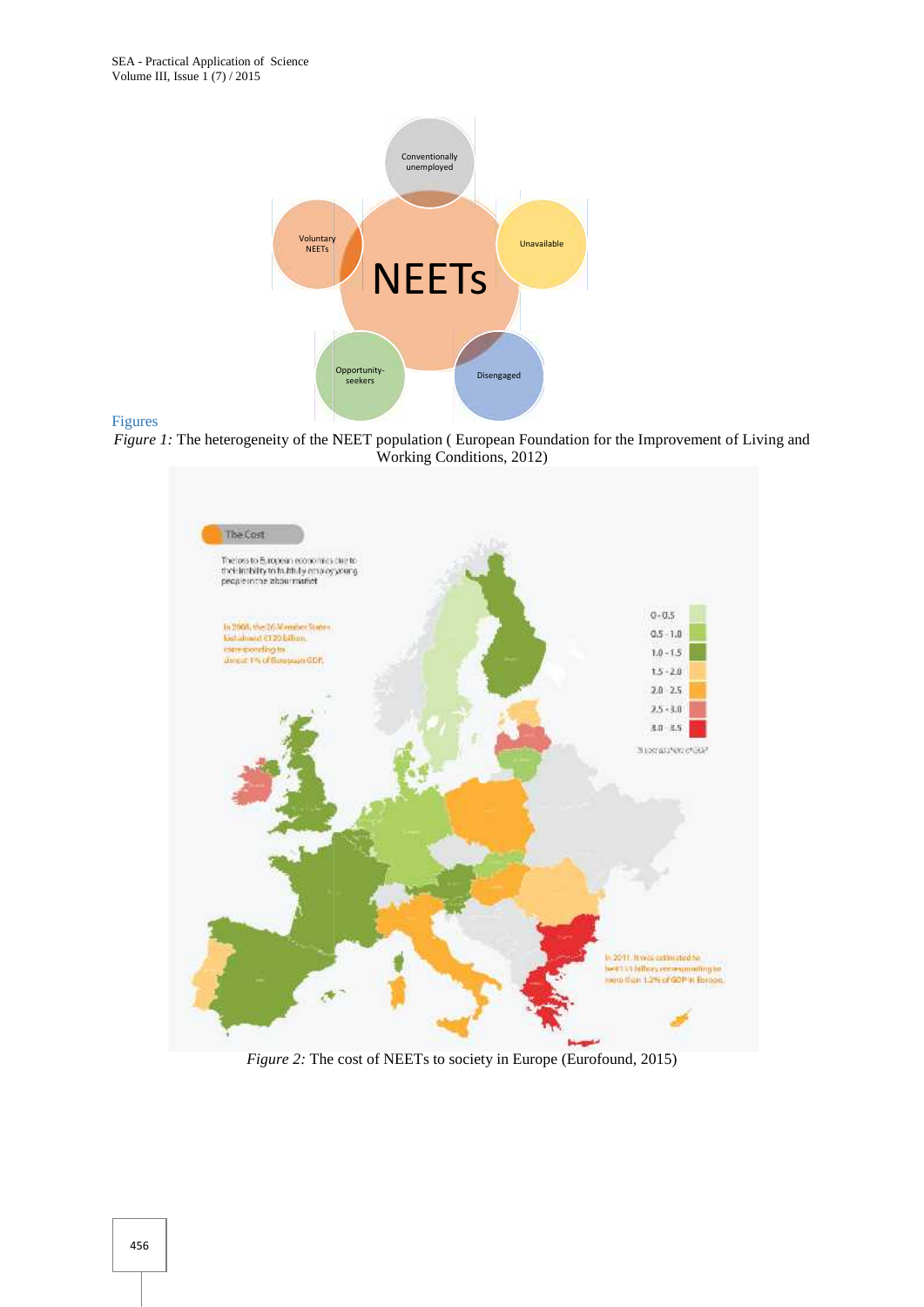Conventionally unemployed

Voluntary NEETs

Unavailable

NEETs

Opportunity-seekers

Disengaged

## Figures

*Figure 1:* The heterogeneity of the NEET population ( European Foundation for the Improvement of Living and Working Conditions, 2012)

The Cost

The loss to European economies due to their inability to fully employ young people in the labour market

In 2008, the 26 Member States lost almost €120 billion, corresponding to almost 1% of European GDP.

0 - 0.5

0.5 - 1.0

1.0 - 1.5

1.5 - 2.0

2.0 - 2.5

2.5 - 3.0

3.0 - 3.5

% cost as share of GDP

In 2011, it was estimated to be €153 billion, corresponding to more than 1.2% of GDP in Europe.

*Figure 2:* The cost of NEETs to society in Europe (Eurofound, 2015)